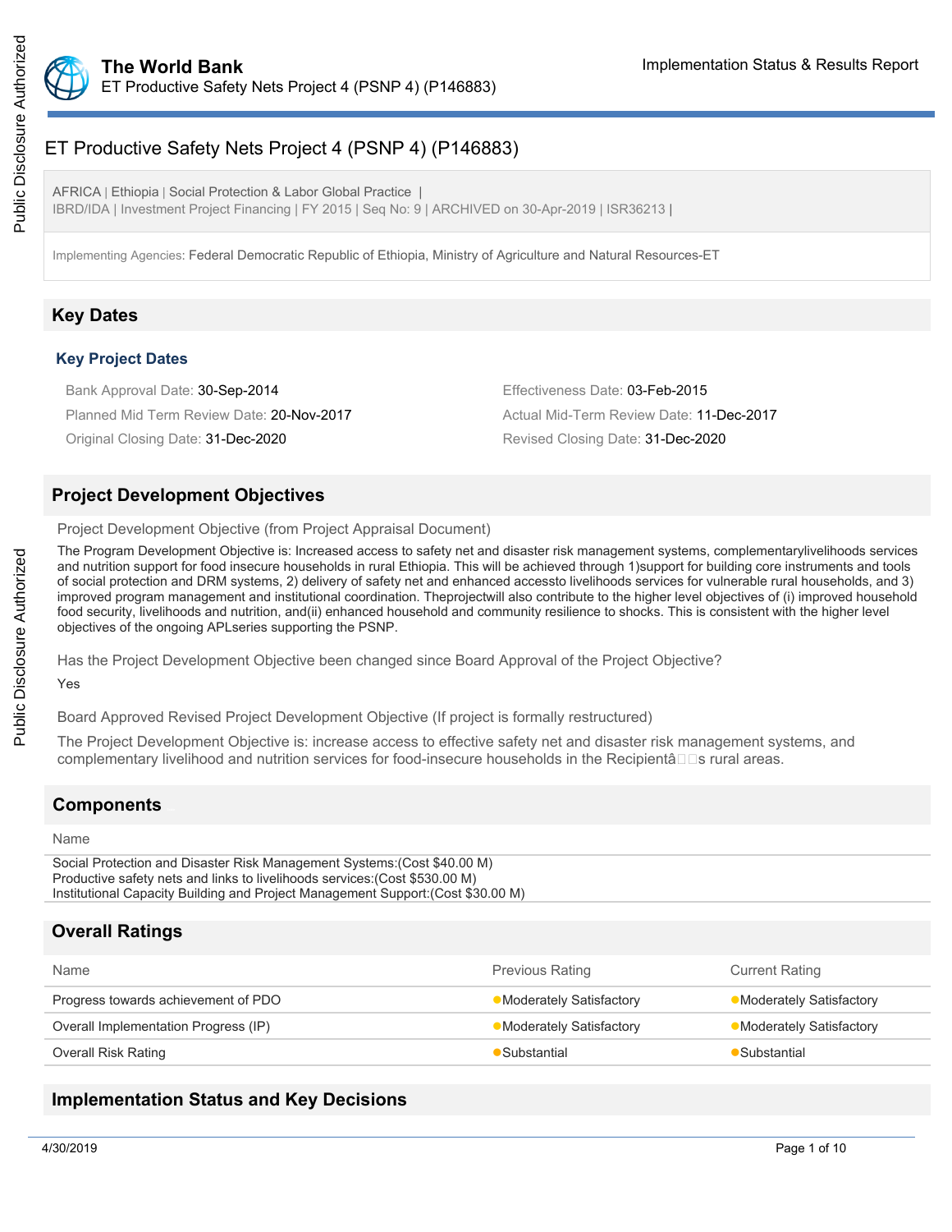# ET Productive Safety Nets Project 4 (PSNP 4) (P146883)

AFRICA | Ethiopia | Social Protection & Labor Global Practice |
IBRD/IDA | Investment Project Financing | FY 2015 | Seq No: 9 | ARCHIVED on 30-Apr-2019 | ISR36213 |

Implementing Agencies: Federal Democratic Republic of Ethiopia, Ministry of Agriculture and Natural Resources-ET

## Key Dates

### Key Project Dates

Bank Approval Date: 30-Sep-2014

Effectiveness Date: 03-Feb-2015

Planned Mid Term Review Date: 20-Nov-2017

Actual Mid-Term Review Date: 11-Dec-2017

Original Closing Date: 31-Dec-2020

Revised Closing Date: 31-Dec-2020

## Project Development Objectives

Project Development Objective (from Project Appraisal Document)

The Program Development Objective is: Increased access to safety net and disaster risk management systems, complementarylivelihoods services and nutrition support for food insecure households in rural Ethiopia. This will be achieved through 1)support for building core instruments and tools of social protection and DRM systems, 2) delivery of safety net and enhanced accessto livelihoods services for vulnerable rural households, and 3) improved program management and institutional coordination. Theprojectwill also contribute to the higher level objectives of (i) improved household food security, livelihoods and nutrition, and(ii) enhanced household and community resilience to shocks. This is consistent with the higher level objectives of the ongoing APLseries supporting the PSNP.

Has the Project Development Objective been changed since Board Approval of the Project Objective?

Yes

Board Approved Revised Project Development Objective (If project is formally restructured)

The Project Development Objective is: increase access to effective safety net and disaster risk management systems, and complementary livelihood and nutrition services for food-insecure households in the Recipientâs rural areas.

## Components

Name

Social Protection and Disaster Risk Management Systems:(Cost $40.00 M)
Productive safety nets and links to livelihoods services:(Cost $530.00 M)
Institutional Capacity Building and Project Management Support:(Cost $30.00 M)

## Overall Ratings

| Name | Previous Rating | Current Rating |
|---|---|---|
| Progress towards achievement of PDO | Moderately Satisfactory | Moderately Satisfactory |
| Overall Implementation Progress (IP) | Moderately Satisfactory | Moderately Satisfactory |
| Overall Risk Rating | Substantial | Substantial |

## Implementation Status and Key Decisions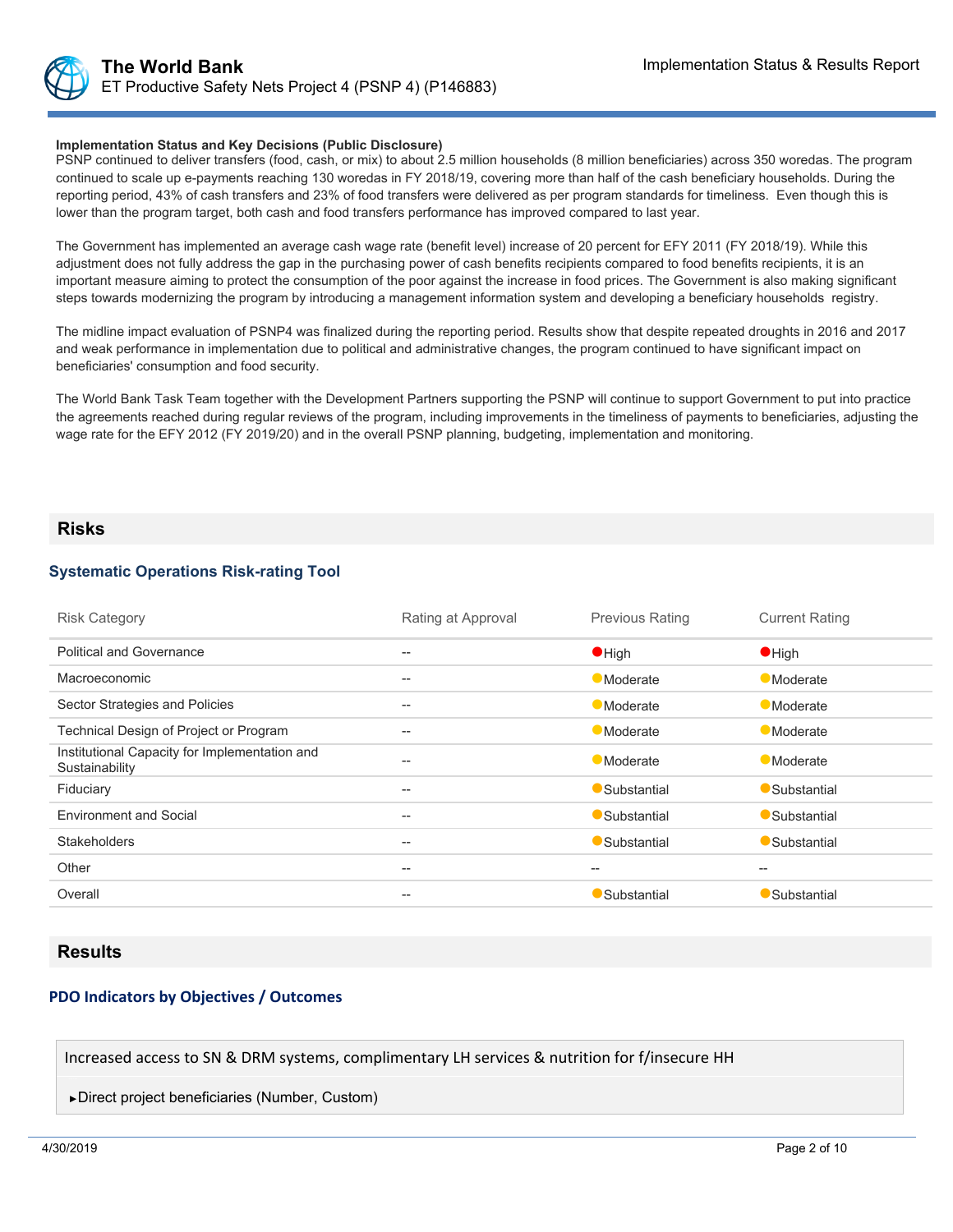### Implementation Status and Key Decisions (Public Disclosure)

PSNP continued to deliver transfers (food, cash, or mix) to about 2.5 million households (8 million beneficiaries) across 350 woredas. The program continued to scale up e-payments reaching 130 woredas in FY 2018/19, covering more than half of the cash beneficiary households. During the reporting period, 43% of cash transfers and 23% of food transfers were delivered as per program standards for timeliness. Even though this is lower than the program target, both cash and food transfers performance has improved compared to last year.

The Government has implemented an average cash wage rate (benefit level) increase of 20 percent for EFY 2011 (FY 2018/19). While this adjustment does not fully address the gap in the purchasing power of cash benefits recipients compared to food benefits recipients, it is an important measure aiming to protect the consumption of the poor against the increase in food prices. The Government is also making significant steps towards modernizing the program by introducing a management information system and developing a beneficiary households registry.

The midline impact evaluation of PSNP4 was finalized during the reporting period. Results show that despite repeated droughts in 2016 and 2017 and weak performance in implementation due to political and administrative changes, the program continued to have significant impact on beneficiaries' consumption and food security.

The World Bank Task Team together with the Development Partners supporting the PSNP will continue to support Government to put into practice the agreements reached during regular reviews of the program, including improvements in the timeliness of payments to beneficiaries, adjusting the wage rate for the EFY 2012 (FY 2019/20) and in the overall PSNP planning, budgeting, implementation and monitoring.

## Risks

### Systematic Operations Risk-rating Tool

| Risk Category | Rating at Approval | Previous Rating | Current Rating |
|---|---|---|---|
| Political and Governance | -- | High | High |
| Macroeconomic | -- | Moderate | Moderate |
| Sector Strategies and Policies | -- | Moderate | Moderate |
| Technical Design of Project or Program | -- | Moderate | Moderate |
| Institutional Capacity for Implementation and Sustainability | -- | Moderate | Moderate |
| Fiduciary | -- | Substantial | Substantial |
| Environment and Social | -- | Substantial | Substantial |
| Stakeholders | -- | Substantial | Substantial |
| Other | -- | -- | -- |
| Overall | -- | Substantial | Substantial |

## Results

### PDO Indicators by Objectives / Outcomes

Increased access to SN & DRM systems, complimentary LH services & nutrition for f/insecure HH

▸Direct project beneficiaries (Number, Custom)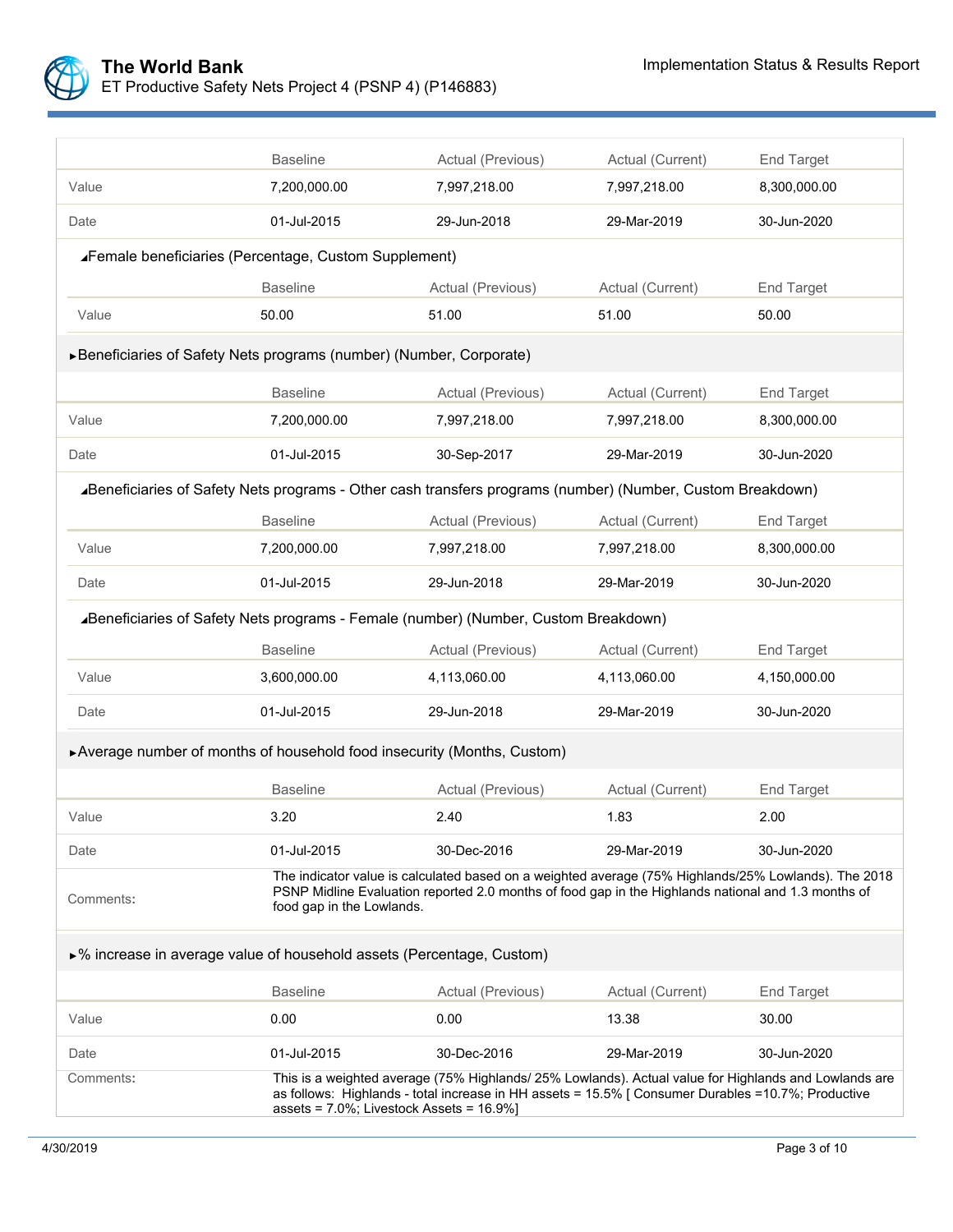| | Baseline | Actual (Previous) | Actual (Current) | End Target |
|---|---|---|---|---|
| Value | 7,200,000.00 | 7,997,218.00 | 7,997,218.00 | 8,300,000.00 |
| Date | 01-Jul-2015 | 29-Jun-2018 | 29-Mar-2019 | 30-Jun-2020 |

◢Female beneficiaries (Percentage, Custom Supplement)

| | Baseline | Actual (Previous) | Actual (Current) | End Target |
|---|---|---|---|---|
| Value | 50.00 | 51.00 | 51.00 | 50.00 |

►Beneficiaries of Safety Nets programs (number) (Number, Corporate)

| | Baseline | Actual (Previous) | Actual (Current) | End Target |
|---|---|---|---|---|
| Value | 7,200,000.00 | 7,997,218.00 | 7,997,218.00 | 8,300,000.00 |
| Date | 01-Jul-2015 | 30-Sep-2017 | 29-Mar-2019 | 30-Jun-2020 |

◢Beneficiaries of Safety Nets programs - Other cash transfers programs (number) (Number, Custom Breakdown)

| | Baseline | Actual (Previous) | Actual (Current) | End Target |
|---|---|---|---|---|
| Value | 7,200,000.00 | 7,997,218.00 | 7,997,218.00 | 8,300,000.00 |
| Date | 01-Jul-2015 | 29-Jun-2018 | 29-Mar-2019 | 30-Jun-2020 |

◢Beneficiaries of Safety Nets programs - Female (number) (Number, Custom Breakdown)

| | Baseline | Actual (Previous) | Actual (Current) | End Target |
|---|---|---|---|---|
| Value | 3,600,000.00 | 4,113,060.00 | 4,113,060.00 | 4,150,000.00 |
| Date | 01-Jul-2015 | 29-Jun-2018 | 29-Mar-2019 | 30-Jun-2020 |

►Average number of months of household food insecurity (Months, Custom)

| | Baseline | Actual (Previous) | Actual (Current) | End Target |
|---|---|---|---|---|
| Value | 3.20 | 2.40 | 1.83 | 2.00 |
| Date | 01-Jul-2015 | 30-Dec-2016 | 29-Mar-2019 | 30-Jun-2020 |
| Comments: | The indicator value is calculated based on a weighted average (75% Highlands/25% Lowlands). The 2018 PSNP Midline Evaluation reported 2.0 months of food gap in the Highlands national and 1.3 months of food gap in the Lowlands. | | | |

►% increase in average value of household assets (Percentage, Custom)

| | Baseline | Actual (Previous) | Actual (Current) | End Target |
|---|---|---|---|---|
| Value | 0.00 | 0.00 | 13.38 | 30.00 |
| Date | 01-Jul-2015 | 30-Dec-2016 | 29-Mar-2019 | 30-Jun-2020 |
| Comments: | This is a weighted average (75% Highlands/ 25% Lowlands). Actual value for Highlands and Lowlands are as follows: Highlands - total increase in HH assets = 15.5% [ Consumer Durables =10.7%; Productive assets = 7.0%; Livestock Assets = 16.9%] | | | |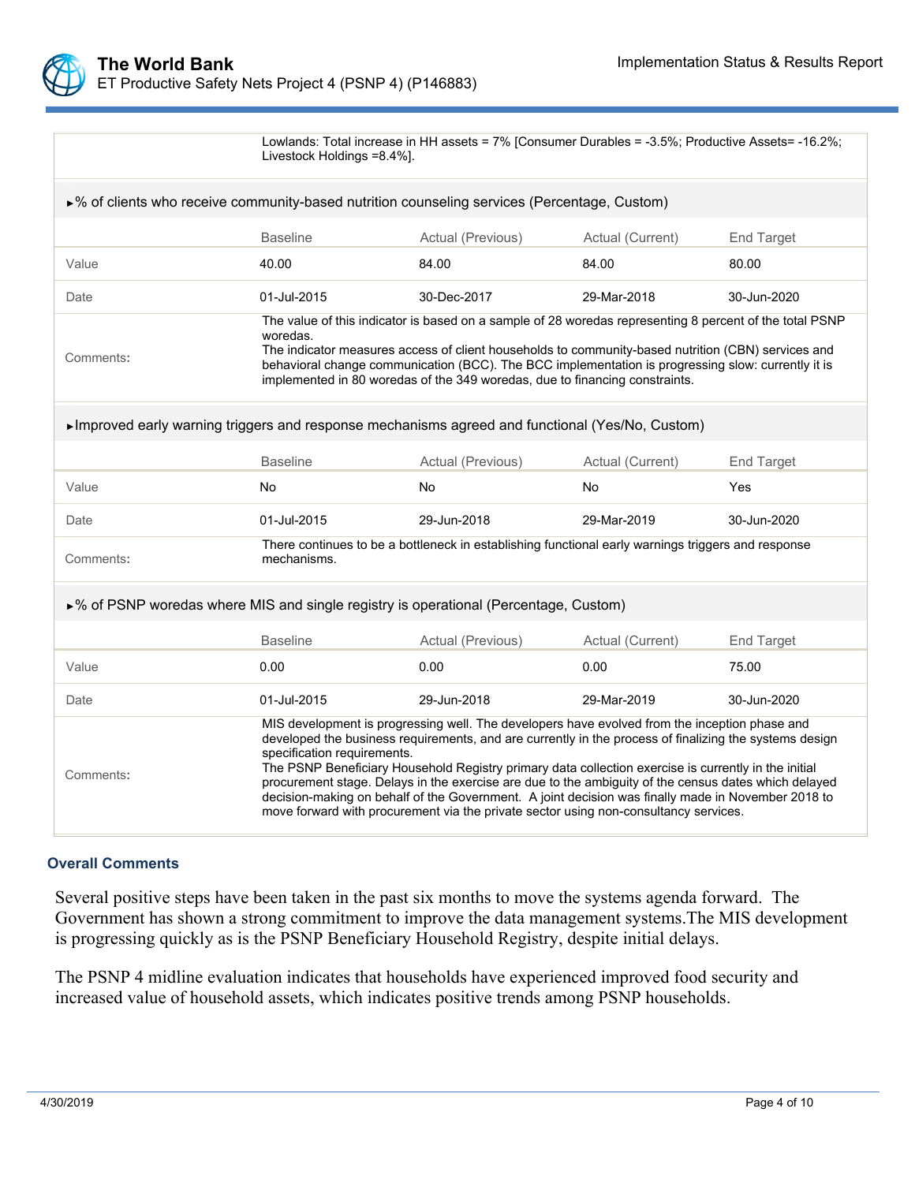Lowlands: Total increase in HH assets = 7% [Consumer Durables = -3.5%; Productive Assets= -16.2%; Livestock Holdings =8.4%].

### ►% of clients who receive community-based nutrition counseling services (Percentage, Custom)

| | Baseline | Actual (Previous) | Actual (Current) | End Target |
|---|---|---|---|---|
| Value | 40.00 | 84.00 | 84.00 | 80.00 |
| Date | 01-Jul-2015 | 30-Dec-2017 | 29-Mar-2018 | 30-Jun-2020 |
| Comments: | The value of this indicator is based on a sample of 28 woredas representing 8 percent of the total PSNP woredas. The indicator measures access of client households to community-based nutrition (CBN) services and behavioral change communication (BCC). The BCC implementation is progressing slow: currently it is implemented in 80 woredas of the 349 woredas, due to financing constraints. | | | |

### ►Improved early warning triggers and response mechanisms agreed and functional (Yes/No, Custom)

| | Baseline | Actual (Previous) | Actual (Current) | End Target |
|---|---|---|---|---|
| Value | No | No | No | Yes |
| Date | 01-Jul-2015 | 29-Jun-2018 | 29-Mar-2019 | 30-Jun-2020 |
| Comments: | There continues to be a bottleneck in establishing functional early warnings triggers and response mechanisms. | | | |

### ►% of PSNP woredas where MIS and single registry is operational (Percentage, Custom)

| | Baseline | Actual (Previous) | Actual (Current) | End Target |
|---|---|---|---|---|
| Value | 0.00 | 0.00 | 0.00 | 75.00 |
| Date | 01-Jul-2015 | 29-Jun-2018 | 29-Mar-2019 | 30-Jun-2020 |
| Comments: | MIS development is progressing well. The developers have evolved from the inception phase and developed the business requirements, and are currently in the process of finalizing the systems design specification requirements. The PSNP Beneficiary Household Registry primary data collection exercise is currently in the initial procurement stage. Delays in the exercise are due to the ambiguity of the census dates which delayed decision-making on behalf of the Government. A joint decision was finally made in November 2018 to move forward with procurement via the private sector using non-consultancy services. | | | |

## Overall Comments

Several positive steps have been taken in the past six months to move the systems agenda forward. The Government has shown a strong commitment to improve the data management systems.The MIS development is progressing quickly as is the PSNP Beneficiary Household Registry, despite initial delays.

The PSNP 4 midline evaluation indicates that households have experienced improved food security and increased value of household assets, which indicates positive trends among PSNP households.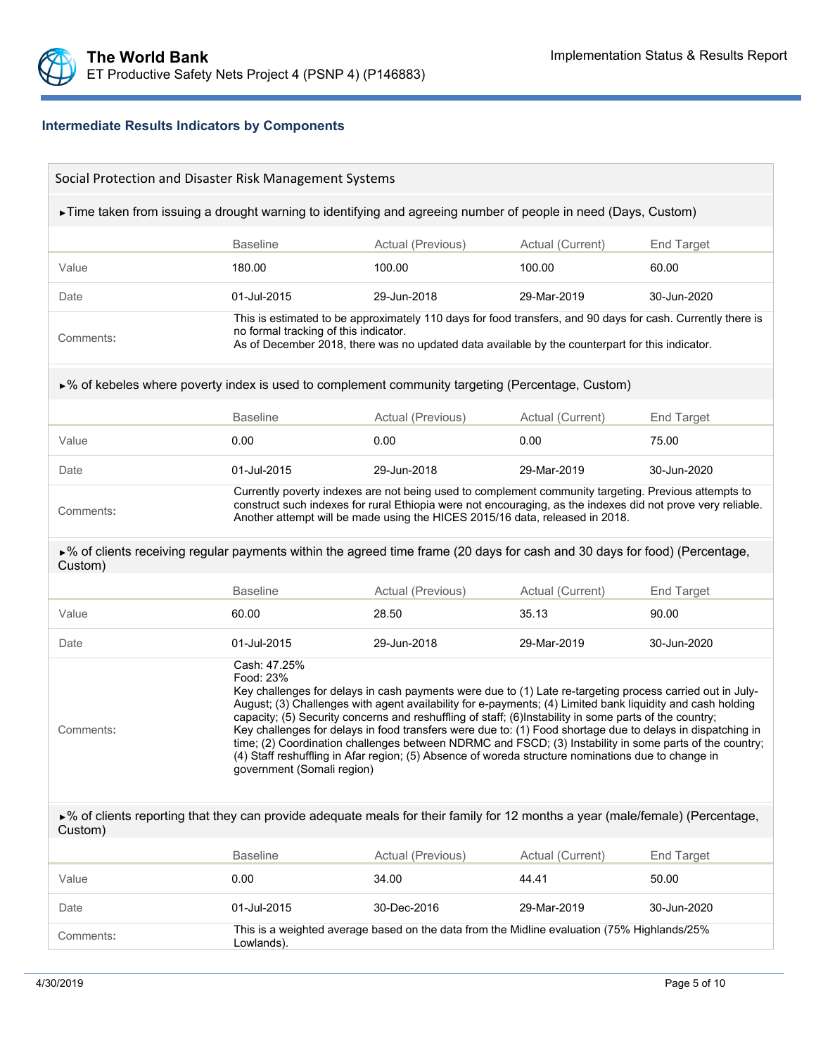### Intermediate Results Indicators by Components

#### Social Protection and Disaster Risk Management Systems

**►Time taken from issuing a drought warning to identifying and agreeing number of people in need (Days, Custom)**

| | Baseline | Actual (Previous) | Actual (Current) | End Target |
|---|---|---|---|---|
| Value | 180.00 | 100.00 | 100.00 | 60.00 |
| Date | 01-Jul-2015 | 29-Jun-2018 | 29-Mar-2019 | 30-Jun-2020 |
| Comments: | This is estimated to be approximately 110 days for food transfers, and 90 days for cash. Currently there is no formal tracking of this indicator. As of December 2018, there was no updated data available by the counterpart for this indicator. | | | |

**►% of kebeles where poverty index is used to complement community targeting (Percentage, Custom)**

| | Baseline | Actual (Previous) | Actual (Current) | End Target |
|---|---|---|---|---|
| Value | 0.00 | 0.00 | 0.00 | 75.00 |
| Date | 01-Jul-2015 | 29-Jun-2018 | 29-Mar-2019 | 30-Jun-2020 |
| Comments: | Currently poverty indexes are not being used to complement community targeting. Previous attempts to construct such indexes for rural Ethiopia were not encouraging, as the indexes did not prove very reliable. Another attempt will be made using the HICES 2015/16 data, released in 2018. | | | |

**►% of clients receiving regular payments within the agreed time frame (20 days for cash and 30 days for food) (Percentage, Custom)**

| | Baseline | Actual (Previous) | Actual (Current) | End Target |
|---|---|---|---|---|
| Value | 60.00 | 28.50 | 35.13 | 90.00 |
| Date | 01-Jul-2015 | 29-Jun-2018 | 29-Mar-2019 | 30-Jun-2020 |
| Comments: | Cash: 47.25% Food: 23% Key challenges for delays in cash payments were due to (1) Late re-targeting process carried out in July-August; (3) Challenges with agent availability for e-payments; (4) Limited bank liquidity and cash holding capacity; (5) Security concerns and reshuffling of staff; (6)Instability in some parts of the country; Key challenges for delays in food transfers were due to: (1) Food shortage due to delays in dispatching in time; (2) Coordination challenges between NDRMC and FSCD; (3) Instability in some parts of the country; (4) Staff reshuffling in Afar region; (5) Absence of woreda structure nominations due to change in government (Somali region) | | | |

**►% of clients reporting that they can provide adequate meals for their family for 12 months a year (male/female) (Percentage, Custom)**

| | Baseline | Actual (Previous) | Actual (Current) | End Target |
|---|---|---|---|---|
| Value | 0.00 | 34.00 | 44.41 | 50.00 |
| Date | 01-Jul-2015 | 30-Dec-2016 | 29-Mar-2019 | 30-Jun-2020 |
| Comments: | This is a weighted average based on the data from the Midline evaluation (75% Highlands/25% Lowlands). | | | |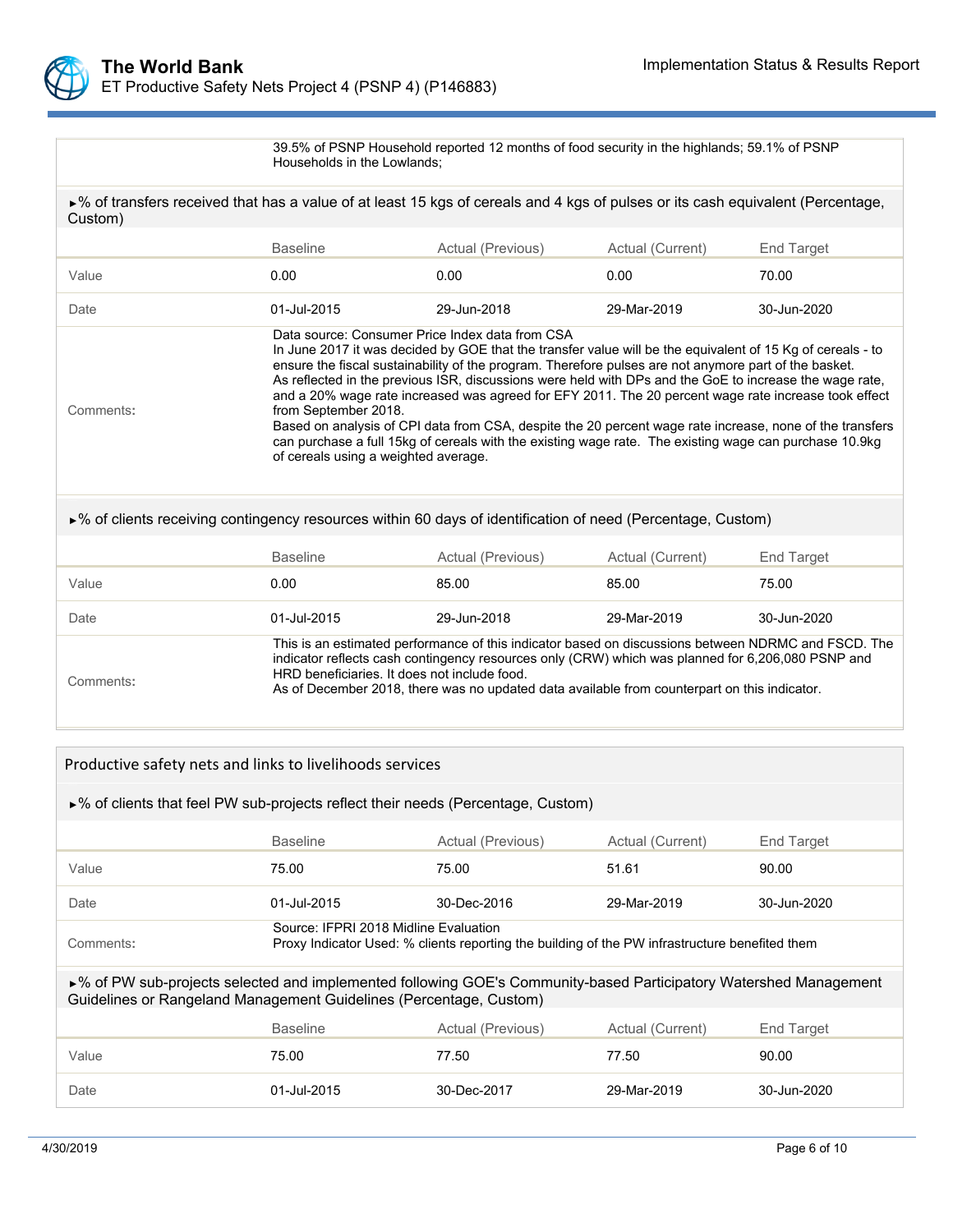39.5% of PSNP Household reported 12 months of food security in the highlands; 59.1% of PSNP Households in the Lowlands;

►% of transfers received that has a value of at least 15 kgs of cereals and 4 kgs of pulses or its cash equivalent (Percentage, Custom)

| | Baseline | Actual (Previous) | Actual (Current) | End Target |
|---|---|---|---|---|
| Value | 0.00 | 0.00 | 0.00 | 70.00 |
| Date | 01-Jul-2015 | 29-Jun-2018 | 29-Mar-2019 | 30-Jun-2020 |
| Comments: | Data source: Consumer Price Index data from CSA<br>In June 2017 it was decided by GOE that the transfer value will be the equivalent of 15 Kg of cereals - to ensure the fiscal sustainability of the program. Therefore pulses are not anymore part of the basket.<br>As reflected in the previous ISR, discussions were held with DPs and the GoE to increase the wage rate, and a 20% wage rate increased was agreed for EFY 2011. The 20 percent wage rate increase took effect from September 2018.<br>Based on analysis of CPI data from CSA, despite the 20 percent wage rate increase, none of the transfers can purchase a full 15kg of cereals with the existing wage rate. The existing wage can purchase 10.9kg of cereals using a weighted average. | | | |

►% of clients receiving contingency resources within 60 days of identification of need (Percentage, Custom)

| | Baseline | Actual (Previous) | Actual (Current) | End Target |
|---|---|---|---|---|
| Value | 0.00 | 85.00 | 85.00 | 75.00 |
| Date | 01-Jul-2015 | 29-Jun-2018 | 29-Mar-2019 | 30-Jun-2020 |
| Comments: | This is an estimated performance of this indicator based on discussions between NDRMC and FSCD. The indicator reflects cash contingency resources only (CRW) which was planned for 6,206,080 PSNP and HRD beneficiaries. It does not include food.<br>As of December 2018, there was no updated data available from counterpart on this indicator. | | | |

## Productive safety nets and links to livelihoods services

►% of clients that feel PW sub-projects reflect their needs (Percentage, Custom)

| | Baseline | Actual (Previous) | Actual (Current) | End Target |
|---|---|---|---|---|
| Value | 75.00 | 75.00 | 51.61 | 90.00 |
| Date | 01-Jul-2015 | 30-Dec-2016 | 29-Mar-2019 | 30-Jun-2020 |
| Comments: | Source: IFPRI 2018 Midline Evaluation<br>Proxy Indicator Used: % clients reporting the building of the PW infrastructure benefited them | | | |

►% of PW sub-projects selected and implemented following GOE's Community-based Participatory Watershed Management Guidelines or Rangeland Management Guidelines (Percentage, Custom)

| | Baseline | Actual (Previous) | Actual (Current) | End Target |
|---|---|---|---|---|
| Value | 75.00 | 77.50 | 77.50 | 90.00 |
| Date | 01-Jul-2015 | 30-Dec-2017 | 29-Mar-2019 | 30-Jun-2020 |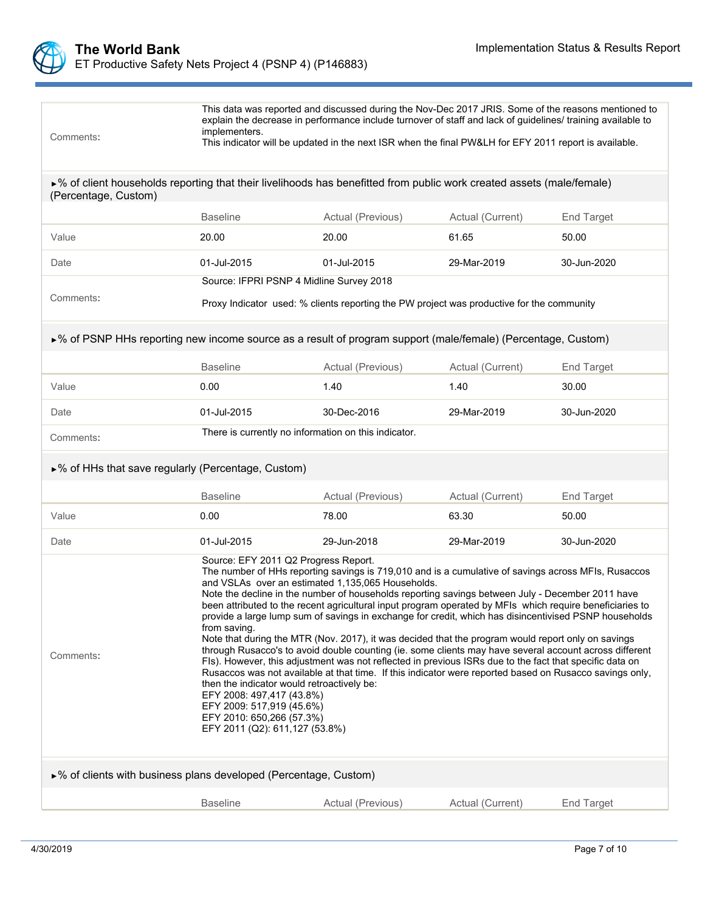| | |
|---|---|
| Comments: | This data was reported and discussed during the Nov-Dec 2017 JRIS. Some of the reasons mentioned to explain the decrease in performance include turnover of staff and lack of guidelines/ training available to implementers.<br>This indicator will be updated in the next ISR when the final PW&LH for EFY 2011 report is available. |

### ►% of client households reporting that their livelihoods has benefitted from public work created assets (male/female) (Percentage, Custom)

| | Baseline | Actual (Previous) | Actual (Current) | End Target |
|---|---|---|---|---|
| Value | 20.00 | 20.00 | 61.65 | 50.00 |
| Date | 01-Jul-2015 | 01-Jul-2015 | 29-Mar-2019 | 30-Jun-2020 |
| Comments: | Source: IFPRI PSNP 4 Midline Survey 2018<br><br>Proxy Indicator used: % clients reporting the PW project was productive for the community | | | |

### ►% of PSNP HHs reporting new income source as a result of program support (male/female) (Percentage, Custom)

| | Baseline | Actual (Previous) | Actual (Current) | End Target |
|---|---|---|---|---|
| Value | 0.00 | 1.40 | 1.40 | 30.00 |
| Date | 01-Jul-2015 | 30-Dec-2016 | 29-Mar-2019 | 30-Jun-2020 |
| Comments: | There is currently no information on this indicator. | | | |

### ►% of HHs that save regularly (Percentage, Custom)

| | Baseline | Actual (Previous) | Actual (Current) | End Target |
|---|---|---|---|---|
| Value | 0.00 | 78.00 | 63.30 | 50.00 |
| Date | 01-Jul-2015 | 29-Jun-2018 | 29-Mar-2019 | 30-Jun-2020 |
| Comments: | Source: EFY 2011 Q2 Progress Report.<br>The number of HHs reporting savings is 719,010 and is a cumulative of savings across MFIs, Rusaccos and VSLAs over an estimated 1,135,065 Households.<br>Note the decline in the number of households reporting savings between July - December 2011 have been attributed to the recent agricultural input program operated by MFIs which require beneficiaries to provide a large lump sum of savings in exchange for credit, which has disincentivised PSNP households from saving.<br>Note that during the MTR (Nov. 2017), it was decided that the program would report only on savings through Rusacco's to avoid double counting (ie. some clients may have several account across different FIs). However, this adjustment was not reflected in previous ISRs due to the fact that specific data on Rusaccos was not available at that time. If this indicator were reported based on Rusacco savings only, then the indicator would retroactively be:<br>EFY 2008: 497,417 (43.8%)<br>EFY 2009: 517,919 (45.6%)<br>EFY 2010: 650,266 (57.3%)<br>EFY 2011 (Q2): 611,127 (53.8%) | | | |

### ►% of clients with business plans developed (Percentage, Custom)

| | Baseline | Actual (Previous) | Actual (Current) | End Target |
|---|---|---|---|---|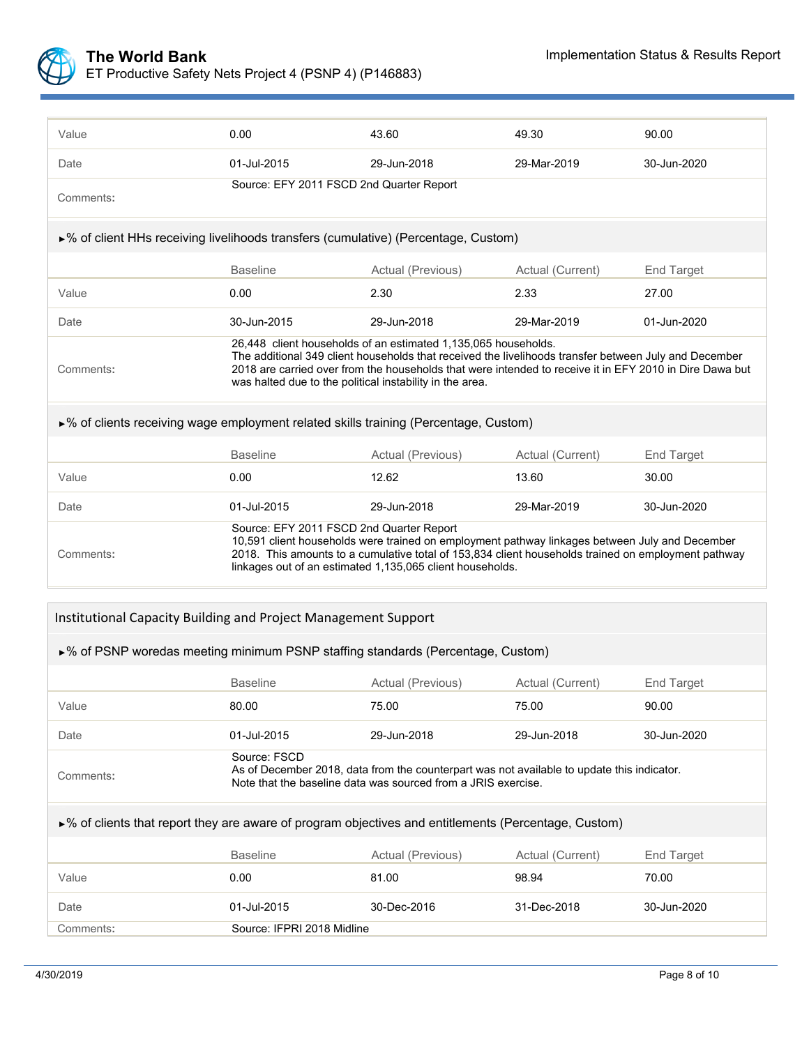| | Baseline | Actual (Previous) | Actual (Current) | End Target |
|---|---|---|---|---|
| Value | 0.00 | 43.60 | 49.30 | 90.00 |
| Date | 01-Jul-2015 | 29-Jun-2018 | 29-Mar-2019 | 30-Jun-2020 |
| Comments: | Source: EFY 2011 FSCD 2nd Quarter Report | | | |

►% of client HHs receiving livelihoods transfers (cumulative) (Percentage, Custom)

| | Baseline | Actual (Previous) | Actual (Current) | End Target |
|---|---|---|---|---|
| Value | 0.00 | 2.30 | 2.33 | 27.00 |
| Date | 30-Jun-2015 | 29-Jun-2018 | 29-Mar-2019 | 01-Jun-2020 |
| Comments: | 26,448 client households of an estimated 1,135,065 households. The additional 349 client households that received the livelihoods transfer between July and December 2018 are carried over from the households that were intended to receive it in EFY 2010 in Dire Dawa but was halted due to the political instability in the area. | | | |

►% of clients receiving wage employment related skills training (Percentage, Custom)

| | Baseline | Actual (Previous) | Actual (Current) | End Target |
|---|---|---|---|---|
| Value | 0.00 | 12.62 | 13.60 | 30.00 |
| Date | 01-Jul-2015 | 29-Jun-2018 | 29-Mar-2019 | 30-Jun-2020 |
| Comments: | Source: EFY 2011 FSCD 2nd Quarter Report 10,591 client households were trained on employment pathway linkages between July and December 2018. This amounts to a cumulative total of 153,834 client households trained on employment pathway linkages out of an estimated 1,135,065 client households. | | | |

## Institutional Capacity Building and Project Management Support

►% of PSNP woredas meeting minimum PSNP staffing standards (Percentage, Custom)

| | Baseline | Actual (Previous) | Actual (Current) | End Target |
|---|---|---|---|---|
| Value | 80.00 | 75.00 | 75.00 | 90.00 |
| Date | 01-Jul-2015 | 29-Jun-2018 | 29-Jun-2018 | 30-Jun-2020 |
| Comments: | Source: FSCD As of December 2018, data from the counterpart was not available to update this indicator. Note that the baseline data was sourced from a JRIS exercise. | | | |

►% of clients that report they are aware of program objectives and entitlements (Percentage, Custom)

| | Baseline | Actual (Previous) | Actual (Current) | End Target |
|---|---|---|---|---|
| Value | 0.00 | 81.00 | 98.94 | 70.00 |
| Date | 01-Jul-2015 | 30-Dec-2016 | 31-Dec-2018 | 30-Jun-2020 |
| Comments: | Source: IFPRI 2018 Midline | | | |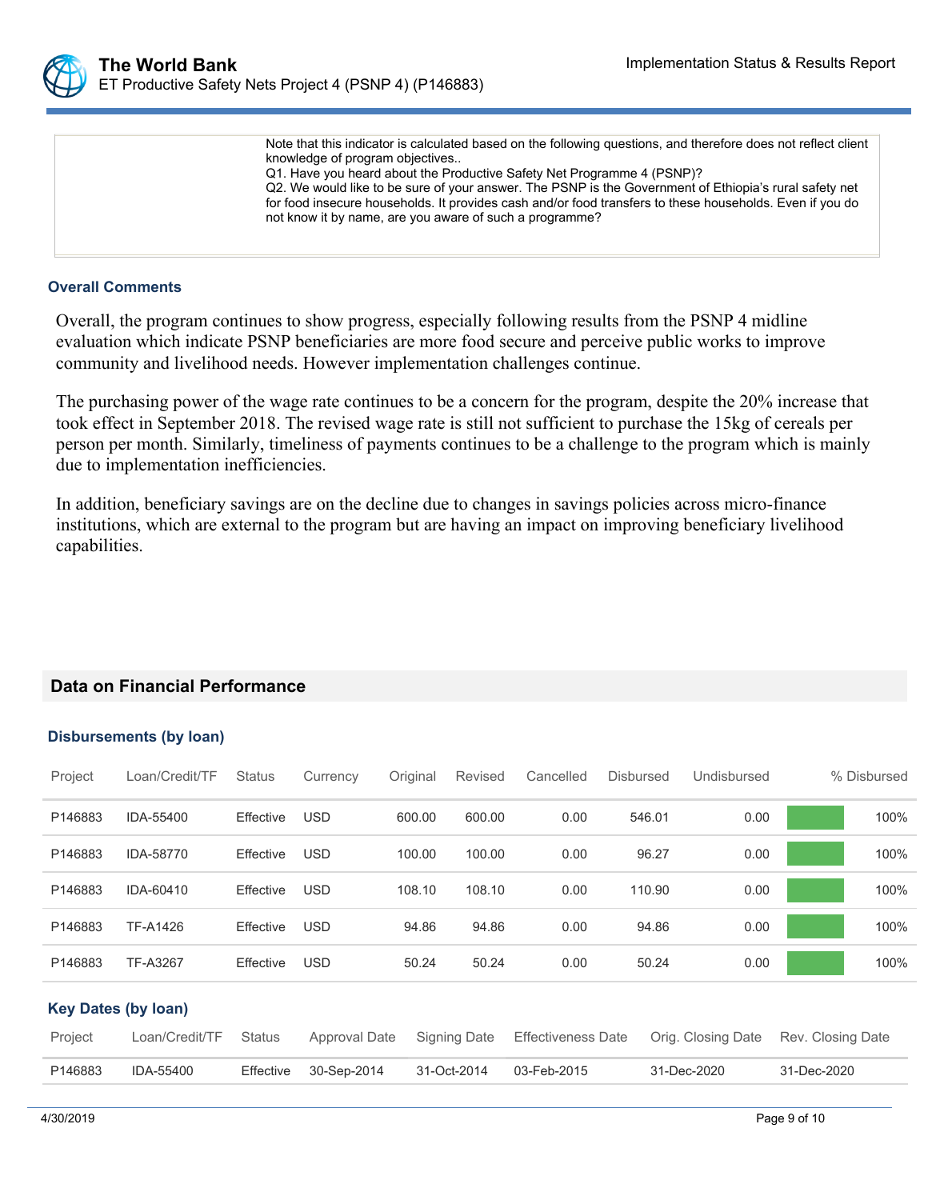|  | Note that this indicator is calculated based on the following questions, and therefore does not reflect client knowledge of program objectives.. Q1. Have you heard about the Productive Safety Net Programme 4 (PSNP)? Q2. We would like to be sure of your answer. The PSNP is the Government of Ethiopia's rural safety net for food insecure households. It provides cash and/or food transfers to these households. Even if you do not know it by name, are you aware of such a programme? |
|---|---|

### Overall Comments

Overall, the program continues to show progress, especially following results from the PSNP 4 midline evaluation which indicate PSNP beneficiaries are more food secure and perceive public works to improve community and livelihood needs. However implementation challenges continue.

The purchasing power of the wage rate continues to be a concern for the program, despite the 20% increase that took effect in September 2018. The revised wage rate is still not sufficient to purchase the 15kg of cereals per person per month. Similarly, timeliness of payments continues to be a challenge to the program which is mainly due to implementation inefficiencies.

In addition, beneficiary savings are on the decline due to changes in savings policies across micro-finance institutions, which are external to the program but are having an impact on improving beneficiary livelihood capabilities.

## Data on Financial Performance

### Disbursements (by loan)

| Project | Loan/Credit/TF | Status | Currency | Original | Revised | Cancelled | Disbursed | Undisbursed | % Disbursed |
|---|---|---|---|---|---|---|---|---|---|
| P146883 | IDA-55400 | Effective | USD | 600.00 | 600.00 | 0.00 | 546.01 | 0.00 | 100% |
| P146883 | IDA-58770 | Effective | USD | 100.00 | 100.00 | 0.00 | 96.27 | 0.00 | 100% |
| P146883 | IDA-60410 | Effective | USD | 108.10 | 108.10 | 0.00 | 110.90 | 0.00 | 100% |
| P146883 | TF-A1426 | Effective | USD | 94.86 | 94.86 | 0.00 | 94.86 | 0.00 | 100% |
| P146883 | TF-A3267 | Effective | USD | 50.24 | 50.24 | 0.00 | 50.24 | 0.00 | 100% |

### Key Dates (by loan)

| Project | Loan/Credit/TF | Status | Approval Date | Signing Date | Effectiveness Date | Orig. Closing Date | Rev. Closing Date |
|---|---|---|---|---|---|---|---|
| P146883 | IDA-55400 | Effective | 30-Sep-2014 | 31-Oct-2014 | 03-Feb-2015 | 31-Dec-2020 | 31-Dec-2020 |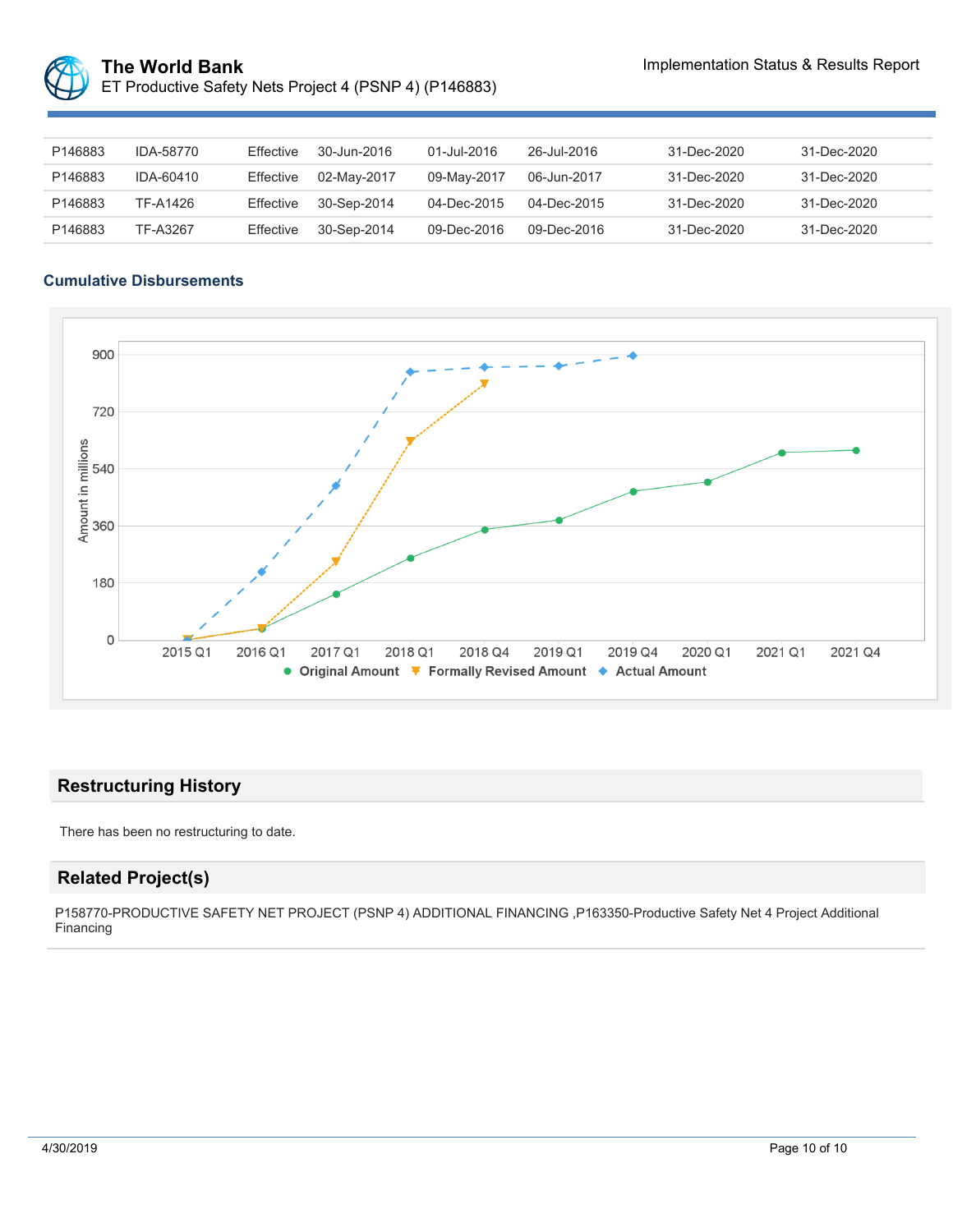| | | | | | | | |
|---|---|---|---|---|---|---|---|
| P146883 | IDA-58770 | Effective | 30-Jun-2016 | 01-Jul-2016 | 26-Jul-2016 | 31-Dec-2020 | 31-Dec-2020 |
| P146883 | IDA-60410 | Effective | 02-May-2017 | 09-May-2017 | 06-Jun-2017 | 31-Dec-2020 | 31-Dec-2020 |
| P146883 | TF-A1426 | Effective | 30-Sep-2014 | 04-Dec-2015 | 04-Dec-2015 | 31-Dec-2020 | 31-Dec-2020 |
| P146883 | TF-A3267 | Effective | 30-Sep-2014 | 09-Dec-2016 | 09-Dec-2016 | 31-Dec-2020 | 31-Dec-2020 |

### Cumulative Disbursements

Amount in millions

900
720
540
360
180
0

2015 Q1 2016 Q1 2017 Q1 2018 Q1 2018 Q4 2019 Q1 2019 Q4 2020 Q1 2021 Q1 2021 Q4

Original Amount   Formally Revised Amount   Actual Amount

## Restructuring History

There has been no restructuring to date.

## Related Project(s)

P158770-PRODUCTIVE SAFETY NET PROJECT (PSNP 4) ADDITIONAL FINANCING ,P163350-Productive Safety Net 4 Project Additional Financing